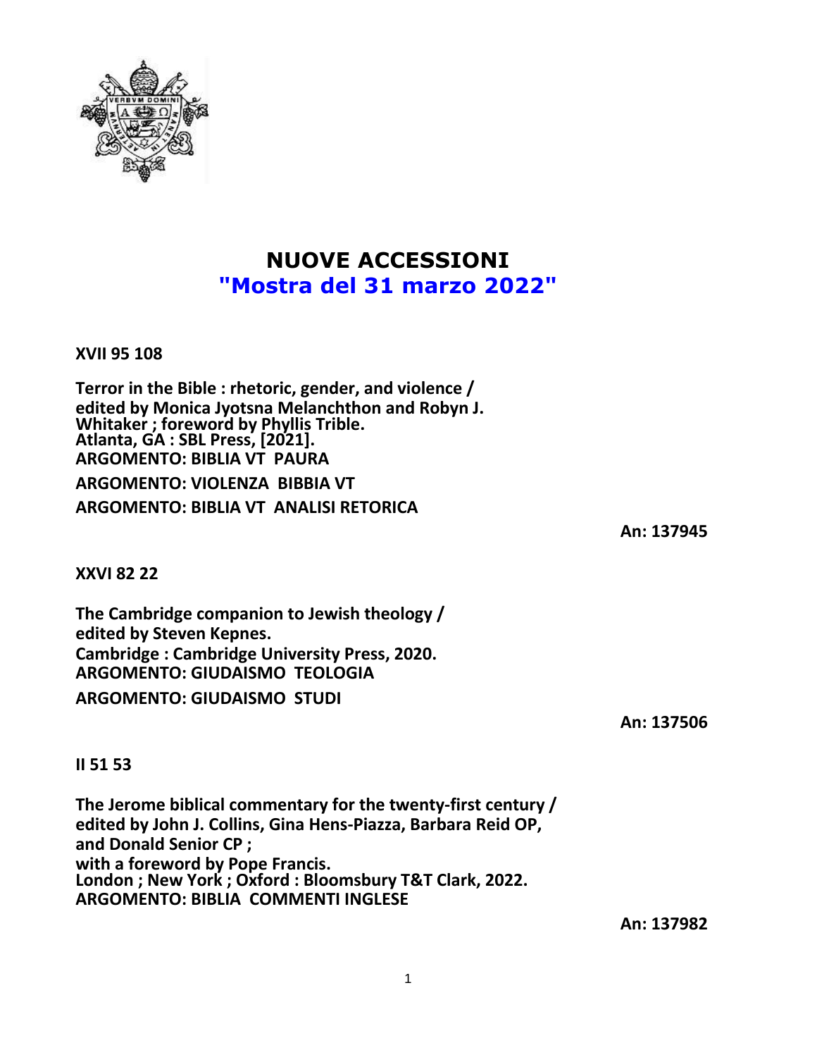# NUOVE ACCESSIONI

## "Mostra del 31 marzo 2022"

**XVII 95 108**

**Terror in the Bible : rhetoric, gender, and violence /**
**edited by Monica Jyotsna Melanchthon and Robyn J. Whitaker ; foreword by Phyllis Trible.**
**Atlanta, GA : SBL Press, [2021].**
**ARGOMENTO: BIBLIA VT PAURA**

**ARGOMENTO: VIOLENZA BIBBIA VT**

**ARGOMENTO: BIBLIA VT ANALISI RETORICA**

**An: 137945**

**XXVI 82 22**

**The Cambridge companion to Jewish theology /**
**edited by Steven Kepnes.**
**Cambridge : Cambridge University Press, 2020.**
**ARGOMENTO: GIUDAISMO TEOLOGIA**

**ARGOMENTO: GIUDAISMO STUDI**

**An: 137506**

**II 51 53**

**The Jerome biblical commentary for the twenty-first century /**
**edited by John J. Collins, Gina Hens-Piazza, Barbara Reid OP, and Donald Senior CP ;**
**with a foreword by Pope Francis.**
**London ; New York ; Oxford : Bloomsbury T&T Clark, 2022.**
**ARGOMENTO: BIBLIA COMMENTI INGLESE**

**An: 137982**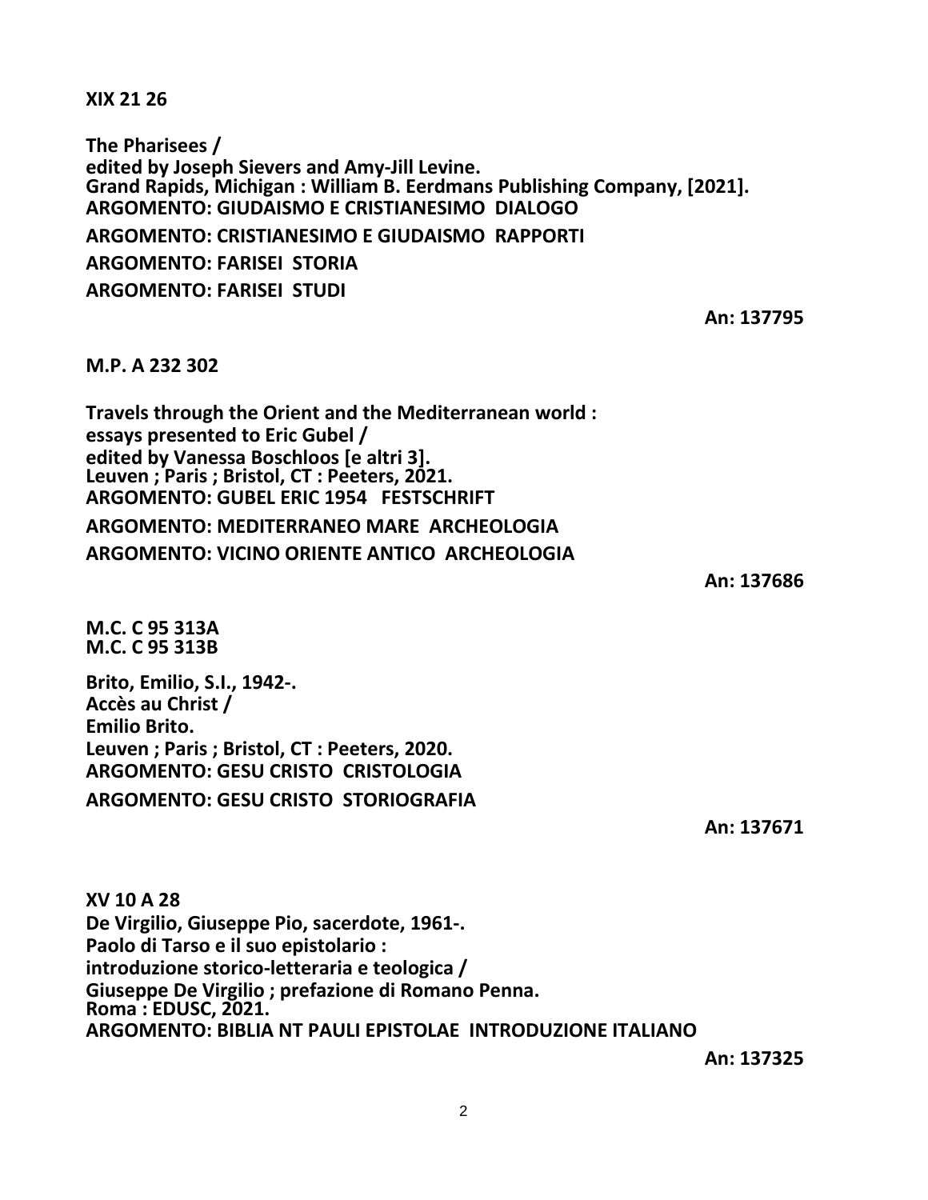**XIX 21 26**

**The Pharisees /**
**edited by Joseph Sievers and Amy-Jill Levine.**
**Grand Rapids, Michigan : William B. Eerdmans Publishing Company, [2021].**
**ARGOMENTO: GIUDAISMO E CRISTIANESIMO DIALOGO**
**ARGOMENTO: CRISTIANESIMO E GIUDAISMO RAPPORTI**
**ARGOMENTO: FARISEI STORIA**
**ARGOMENTO: FARISEI STUDI**

**An: 137795**

**M.P. A 232 302**

**Travels through the Orient and the Mediterranean world :**
**essays presented to Eric Gubel /**
**edited by Vanessa Boschloos [e altri 3].**
**Leuven ; Paris ; Bristol, CT : Peeters, 2021.**
**ARGOMENTO: GUBEL ERIC 1954 FESTSCHRIFT**
**ARGOMENTO: MEDITERRANEO MARE ARCHEOLOGIA**
**ARGOMENTO: VICINO ORIENTE ANTICO ARCHEOLOGIA**

**An: 137686**

**M.C. C 95 313A**
**M.C. C 95 313B**

**Brito, Emilio, S.I., 1942-.**
**Accès au Christ /**
**Emilio Brito.**
**Leuven ; Paris ; Bristol, CT : Peeters, 2020.**
**ARGOMENTO: GESU CRISTO CRISTOLOGIA**
**ARGOMENTO: GESU CRISTO STORIOGRAFIA**

**An: 137671**

**XV 10 A 28**
**De Virgilio, Giuseppe Pio, sacerdote, 1961-.**
**Paolo di Tarso e il suo epistolario :**
**introduzione storico-letteraria e teologica /**
**Giuseppe De Virgilio ; prefazione di Romano Penna.**
**Roma : EDUSC, 2021.**
**ARGOMENTO: BIBLIA NT PAULI EPISTOLAE INTRODUZIONE ITALIANO**

**An: 137325**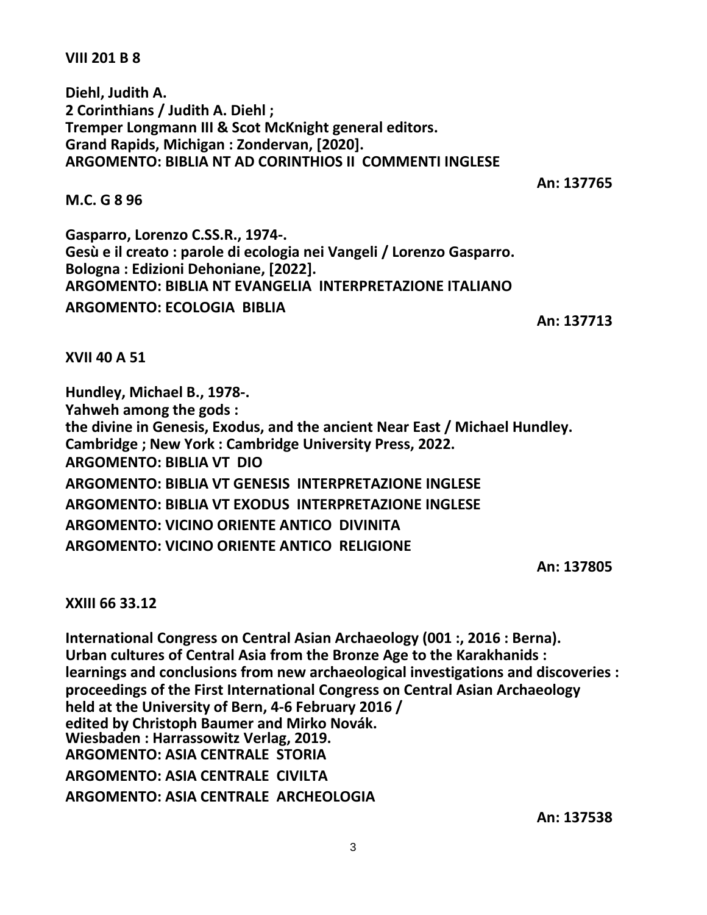**VIII 201 B 8**

**Diehl, Judith A.**
**2 Corinthians / Judith A. Diehl ;**
**Tremper Longmann III & Scot McKnight general editors.**
**Grand Rapids, Michigan : Zondervan, [2020].**
**ARGOMENTO: BIBLIA NT AD CORINTHIOS II COMMENTI INGLESE**

**An: 137765**

**M.C. G 8 96**

**Gasparro, Lorenzo C.SS.R., 1974-.**
**Gesù e il creato : parole di ecologia nei Vangeli / Lorenzo Gasparro.**
**Bologna : Edizioni Dehoniane, [2022].**
**ARGOMENTO: BIBLIA NT EVANGELIA INTERPRETAZIONE ITALIANO**
**ARGOMENTO: ECOLOGIA BIBLIA**

**An: 137713**

**XVII 40 A 51**

**Hundley, Michael B., 1978-.**
**Yahweh among the gods :**
**the divine in Genesis, Exodus, and the ancient Near East / Michael Hundley.**
**Cambridge ; New York : Cambridge University Press, 2022.**
**ARGOMENTO: BIBLIA VT DIO**
**ARGOMENTO: BIBLIA VT GENESIS INTERPRETAZIONE INGLESE**
**ARGOMENTO: BIBLIA VT EXODUS INTERPRETAZIONE INGLESE**
**ARGOMENTO: VICINO ORIENTE ANTICO DIVINITA**
**ARGOMENTO: VICINO ORIENTE ANTICO RELIGIONE**

**An: 137805**

**XXIII 66 33.12**

**International Congress on Central Asian Archaeology (001 :, 2016 : Berna).**
**Urban cultures of Central Asia from the Bronze Age to the Karakhanids :**
**learnings and conclusions from new archaeological investigations and discoveries :**
**proceedings of the First International Congress on Central Asian Archaeology**
**held at the University of Bern, 4-6 February 2016 /**
**edited by Christoph Baumer and Mirko Novák.**
**Wiesbaden : Harrassowitz Verlag, 2019.**
**ARGOMENTO: ASIA CENTRALE STORIA**
**ARGOMENTO: ASIA CENTRALE CIVILTA**
**ARGOMENTO: ASIA CENTRALE ARCHEOLOGIA**

**An: 137538**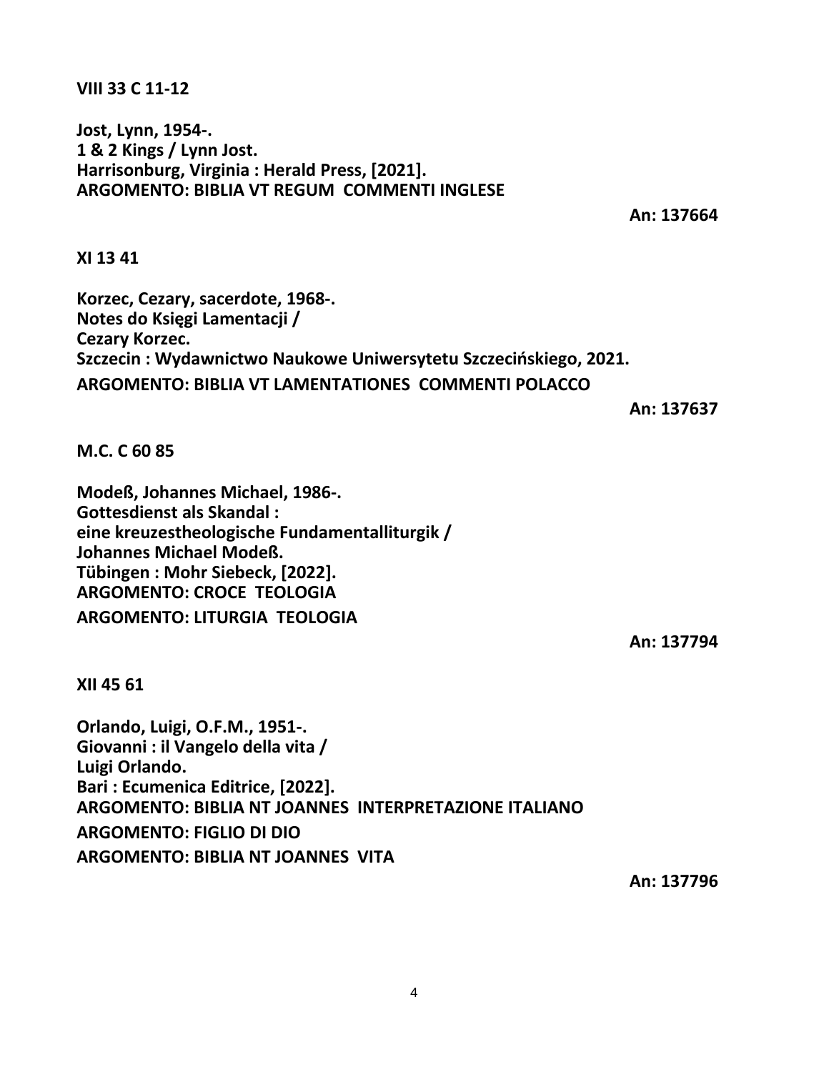**VIII 33 C 11-12**

**Jost, Lynn, 1954-.**
**1 & 2 Kings / Lynn Jost.**
**Harrisonburg, Virginia : Herald Press, [2021].**
**ARGOMENTO: BIBLIA VT REGUM COMMENTI INGLESE**

**An: 137664**

**XI 13 41**

**Korzec, Cezary, sacerdote, 1968-.**
**Notes do Księgi Lamentacji /**
**Cezary Korzec.**
**Szczecin : Wydawnictwo Naukowe Uniwersytetu Szczecińskiego, 2021.**
**ARGOMENTO: BIBLIA VT LAMENTATIONES COMMENTI POLACCO**

**An: 137637**

**M.C. C 60 85**

**Modeß, Johannes Michael, 1986-.**
**Gottesdienst als Skandal :**
**eine kreuzestheologische Fundamentalliturgik /**
**Johannes Michael Modeß.**
**Tübingen : Mohr Siebeck, [2022].**
**ARGOMENTO: CROCE TEOLOGIA**
**ARGOMENTO: LITURGIA TEOLOGIA**

**An: 137794**

**XII 45 61**

**Orlando, Luigi, O.F.M., 1951-.**
**Giovanni : il Vangelo della vita /**
**Luigi Orlando.**
**Bari : Ecumenica Editrice, [2022].**
**ARGOMENTO: BIBLIA NT JOANNES INTERPRETAZIONE ITALIANO**
**ARGOMENTO: FIGLIO DI DIO**
**ARGOMENTO: BIBLIA NT JOANNES VITA**

**An: 137796**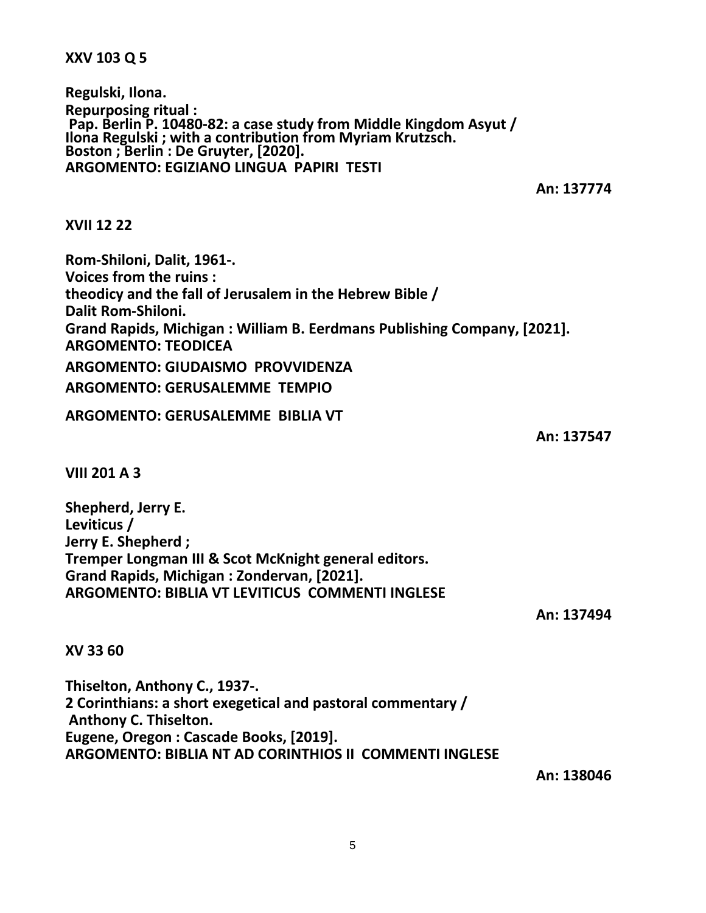**XXV 103 Q 5**

**Regulski, Ilona.**
**Repurposing ritual :**
**Pap. Berlin P. 10480-82: a case study from Middle Kingdom Asyut /**
**Ilona Regulski ; with a contribution from Myriam Krutzsch.**
**Boston ; Berlin : De Gruyter, [2020].**
**ARGOMENTO: EGIZIANO LINGUA PAPIRI TESTI**

**An: 137774**

**XVII 12 22**

**Rom-Shiloni, Dalit, 1961-.**
**Voices from the ruins :**
**theodicy and the fall of Jerusalem in the Hebrew Bible /**
**Dalit Rom-Shiloni.**
**Grand Rapids, Michigan : William B. Eerdmans Publishing Company, [2021].**
**ARGOMENTO: TEODICEA**
**ARGOMENTO: GIUDAISMO PROVVIDENZA**
**ARGOMENTO: GERUSALEMME TEMPIO**
**ARGOMENTO: GERUSALEMME BIBLIA VT**

**An: 137547**

**VIII 201 A 3**

**Shepherd, Jerry E.**
**Leviticus /**
**Jerry E. Shepherd ;**
**Tremper Longman III & Scot McKnight general editors.**
**Grand Rapids, Michigan : Zondervan, [2021].**
**ARGOMENTO: BIBLIA VT LEVITICUS COMMENTI INGLESE**

**An: 137494**

**XV 33 60**

**Thiselton, Anthony C., 1937-.**
**2 Corinthians: a short exegetical and pastoral commentary /**
**Anthony C. Thiselton.**
**Eugene, Oregon : Cascade Books, [2019].**
**ARGOMENTO: BIBLIA NT AD CORINTHIOS II COMMENTI INGLESE**

**An: 138046**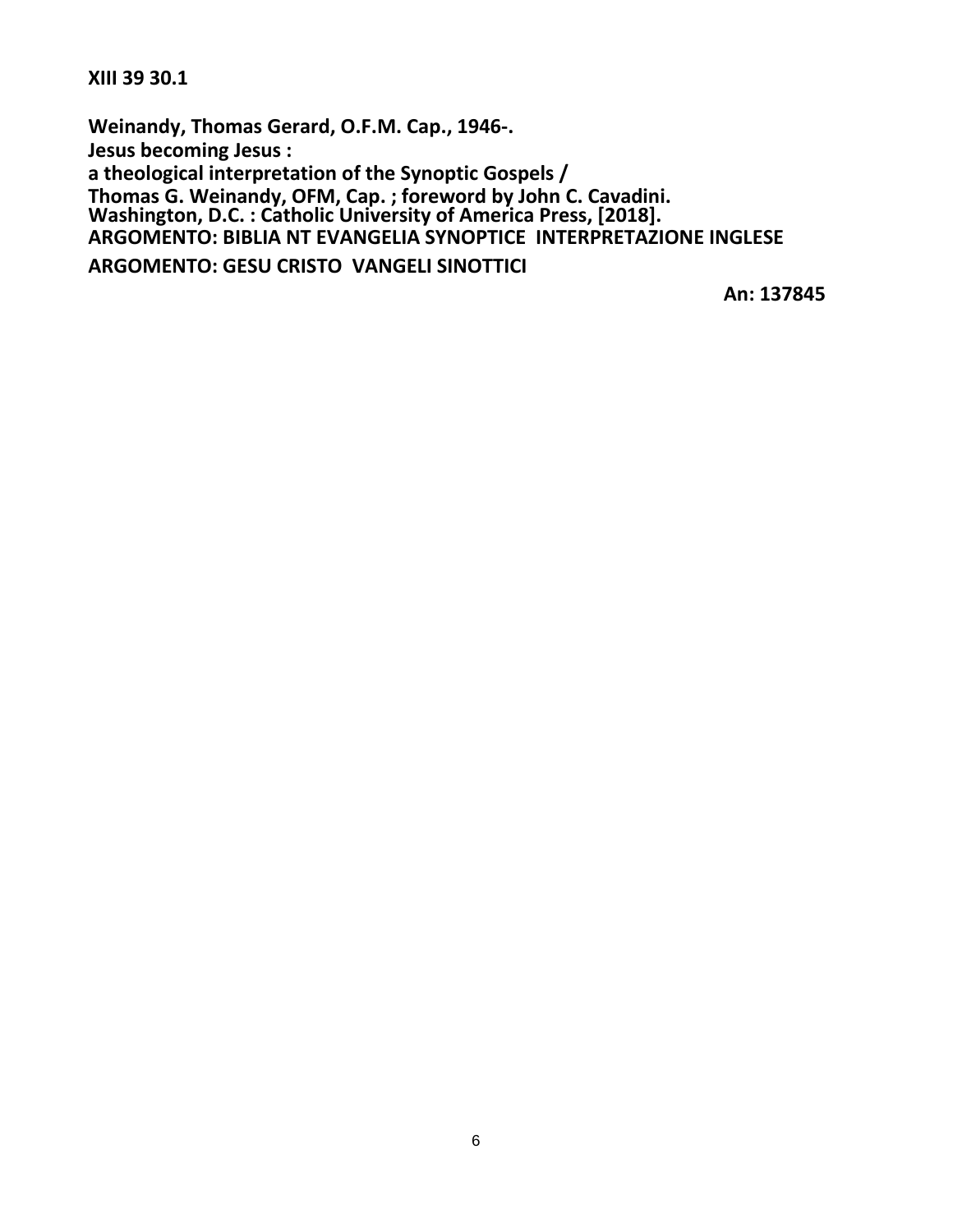**XIII 39 30.1**

**Weinandy, Thomas Gerard, O.F.M. Cap., 1946-.**
**Jesus becoming Jesus :**
**a theological interpretation of the Synoptic Gospels /**
**Thomas G. Weinandy, OFM, Cap. ; foreword by John C. Cavadini.**
**Washington, D.C. : Catholic University of America Press, [2018].**
**ARGOMENTO: BIBLIA NT EVANGELIA SYNOPTICE INTERPRETAZIONE INGLESE**
**ARGOMENTO: GESU CRISTO VANGELI SINOTTICI**

**An: 137845**